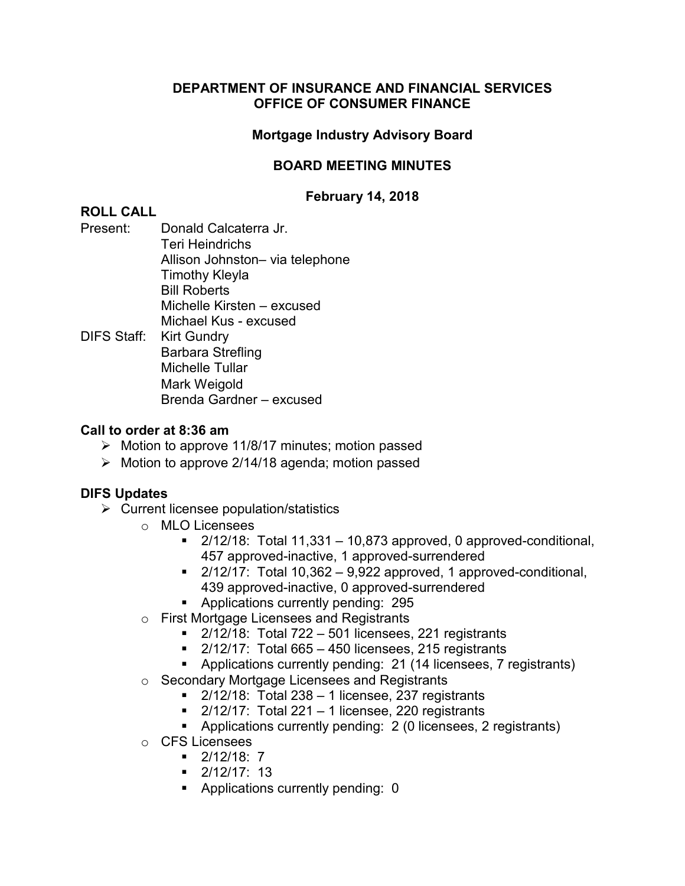# DEPARTMENT OF INSURANCE AND FINANCIAL SERVICES
# OFFICE OF CONSUMER FINANCE

## Mortgage Industry Advisory Board

## BOARD MEETING MINUTES

### February 14, 2018

**ROLL CALL**

Present: Donald Calcaterra Jr.
Teri Heindrichs
Allison Johnston– via telephone
Timothy Kleyla
Bill Roberts
Michelle Kirsten – excused
Michael Kus - excused

DIFS Staff: Kirt Gundry
Barbara Strefling
Michelle Tullar
Mark Weigold
Brenda Gardner – excused

**Call to order at 8:36 am**

- Motion to approve 11/8/17 minutes; motion passed
- Motion to approve 2/14/18 agenda; motion passed

**DIFS Updates**

- Current licensee population/statistics
  - MLO Licensees
    - 2/12/18: Total 11,331 – 10,873 approved, 0 approved-conditional, 457 approved-inactive, 1 approved-surrendered
    - 2/12/17: Total 10,362 – 9,922 approved, 1 approved-conditional, 439 approved-inactive, 0 approved-surrendered
    - Applications currently pending: 295
  - First Mortgage Licensees and Registrants
    - 2/12/18: Total 722 – 501 licensees, 221 registrants
    - 2/12/17: Total 665 – 450 licensees, 215 registrants
    - Applications currently pending: 21 (14 licensees, 7 registrants)
  - Secondary Mortgage Licensees and Registrants
    - 2/12/18: Total 238 – 1 licensee, 237 registrants
    - 2/12/17: Total 221 – 1 licensee, 220 registrants
    - Applications currently pending: 2 (0 licensees, 2 registrants)
  - CFS Licensees
    - 2/12/18: 7
    - 2/12/17: 13
    - Applications currently pending: 0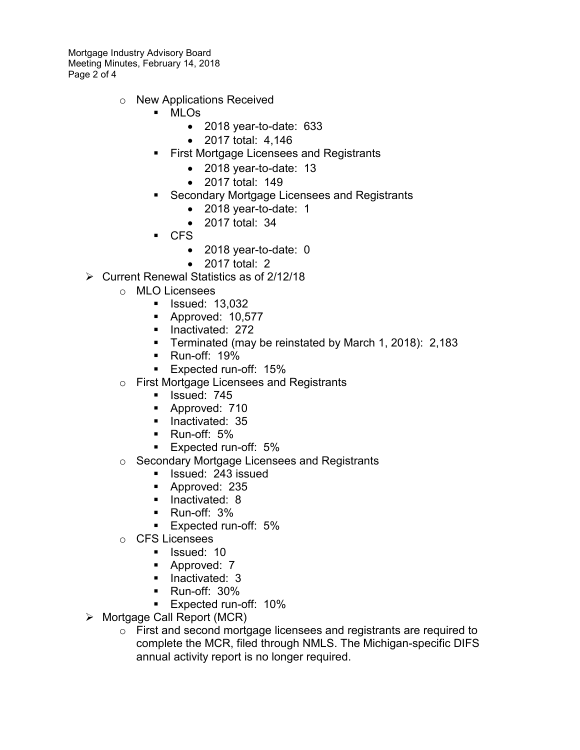- New Applications Received
  - MLOs
    - 2018 year-to-date: 633
    - 2017 total: 4,146
  - First Mortgage Licensees and Registrants
    - 2018 year-to-date: 13
    - 2017 total: 149
  - Secondary Mortgage Licensees and Registrants
    - 2018 year-to-date: 1
    - 2017 total: 34
  - CFS
    - 2018 year-to-date: 0
    - 2017 total: 2

- Current Renewal Statistics as of 2/12/18
  - MLO Licensees
    - Issued: 13,032
    - Approved: 10,577
    - Inactivated: 272
    - Terminated (may be reinstated by March 1, 2018): 2,183
    - Run-off: 19%
    - Expected run-off: 15%
  - First Mortgage Licensees and Registrants
    - Issued: 745
    - Approved: 710
    - Inactivated: 35
    - Run-off: 5%
    - Expected run-off: 5%
  - Secondary Mortgage Licensees and Registrants
    - Issued: 243 issued
    - Approved: 235
    - Inactivated: 8
    - Run-off: 3%
    - Expected run-off: 5%
  - CFS Licensees
    - Issued: 10
    - Approved: 7
    - Inactivated: 3
    - Run-off: 30%
    - Expected run-off: 10%

- Mortgage Call Report (MCR)
  - First and second mortgage licensees and registrants are required to complete the MCR, filed through NMLS. The Michigan-specific DIFS annual activity report is no longer required.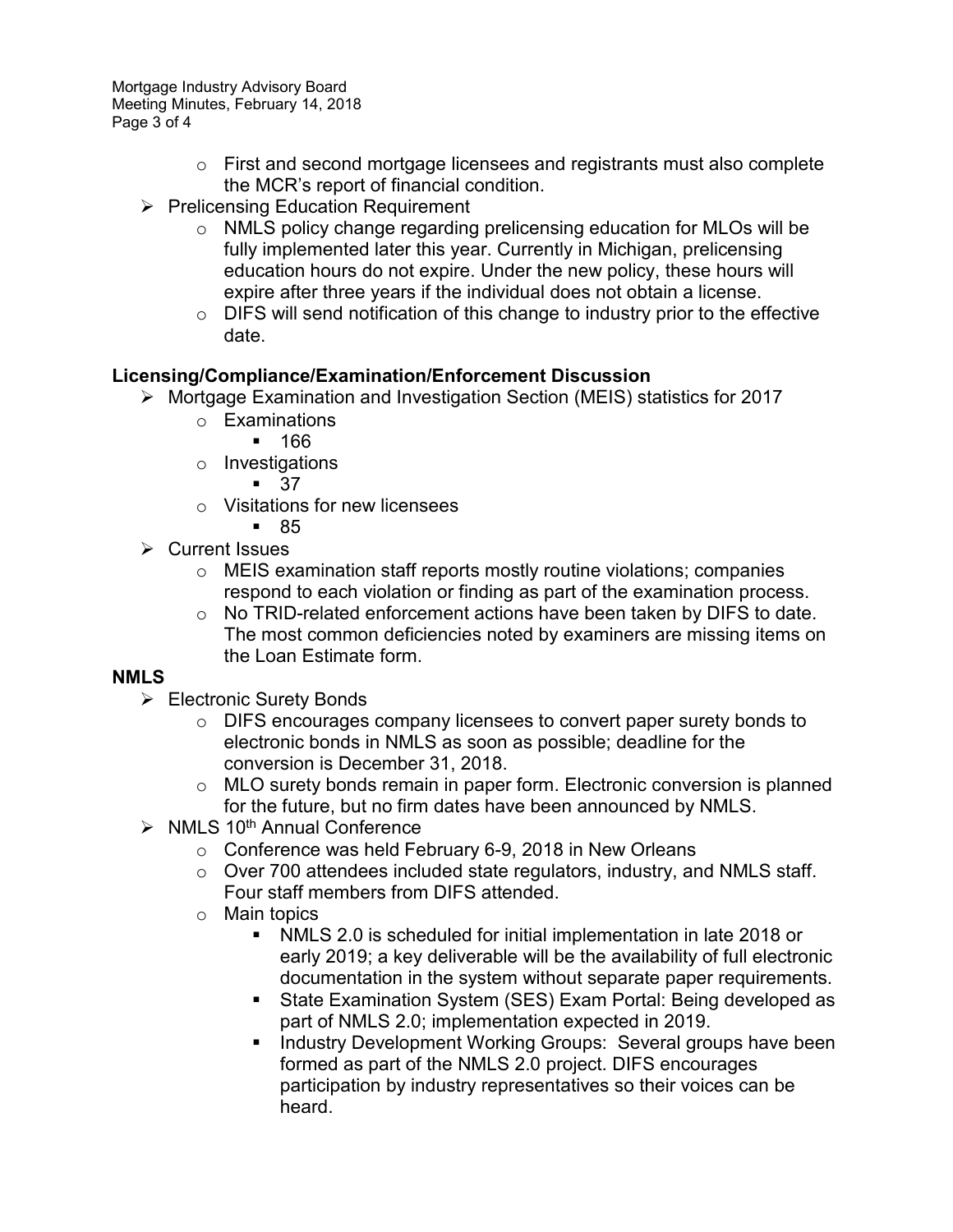- First and second mortgage licensees and registrants must also complete the MCR's report of financial condition.
- Prelicensing Education Requirement
  - NMLS policy change regarding prelicensing education for MLOs will be fully implemented later this year. Currently in Michigan, prelicensing education hours do not expire. Under the new policy, these hours will expire after three years if the individual does not obtain a license.
  - DIFS will send notification of this change to industry prior to the effective date.

**Licensing/Compliance/Examination/Enforcement Discussion**

- Mortgage Examination and Investigation Section (MEIS) statistics for 2017
  - Examinations
    - 166
  - Investigations
    - 37
  - Visitations for new licensees
    - 85
- Current Issues
  - MEIS examination staff reports mostly routine violations; companies respond to each violation or finding as part of the examination process.
  - No TRID-related enforcement actions have been taken by DIFS to date. The most common deficiencies noted by examiners are missing items on the Loan Estimate form.

**NMLS**

- Electronic Surety Bonds
  - DIFS encourages company licensees to convert paper surety bonds to electronic bonds in NMLS as soon as possible; deadline for the conversion is December 31, 2018.
  - MLO surety bonds remain in paper form. Electronic conversion is planned for the future, but no firm dates have been announced by NMLS.
- NMLS 10th Annual Conference
  - Conference was held February 6-9, 2018 in New Orleans
  - Over 700 attendees included state regulators, industry, and NMLS staff. Four staff members from DIFS attended.
  - Main topics
    - NMLS 2.0 is scheduled for initial implementation in late 2018 or early 2019; a key deliverable will be the availability of full electronic documentation in the system without separate paper requirements.
    - State Examination System (SES) Exam Portal: Being developed as part of NMLS 2.0; implementation expected in 2019.
    - Industry Development Working Groups: Several groups have been formed as part of the NMLS 2.0 project. DIFS encourages participation by industry representatives so their voices can be heard.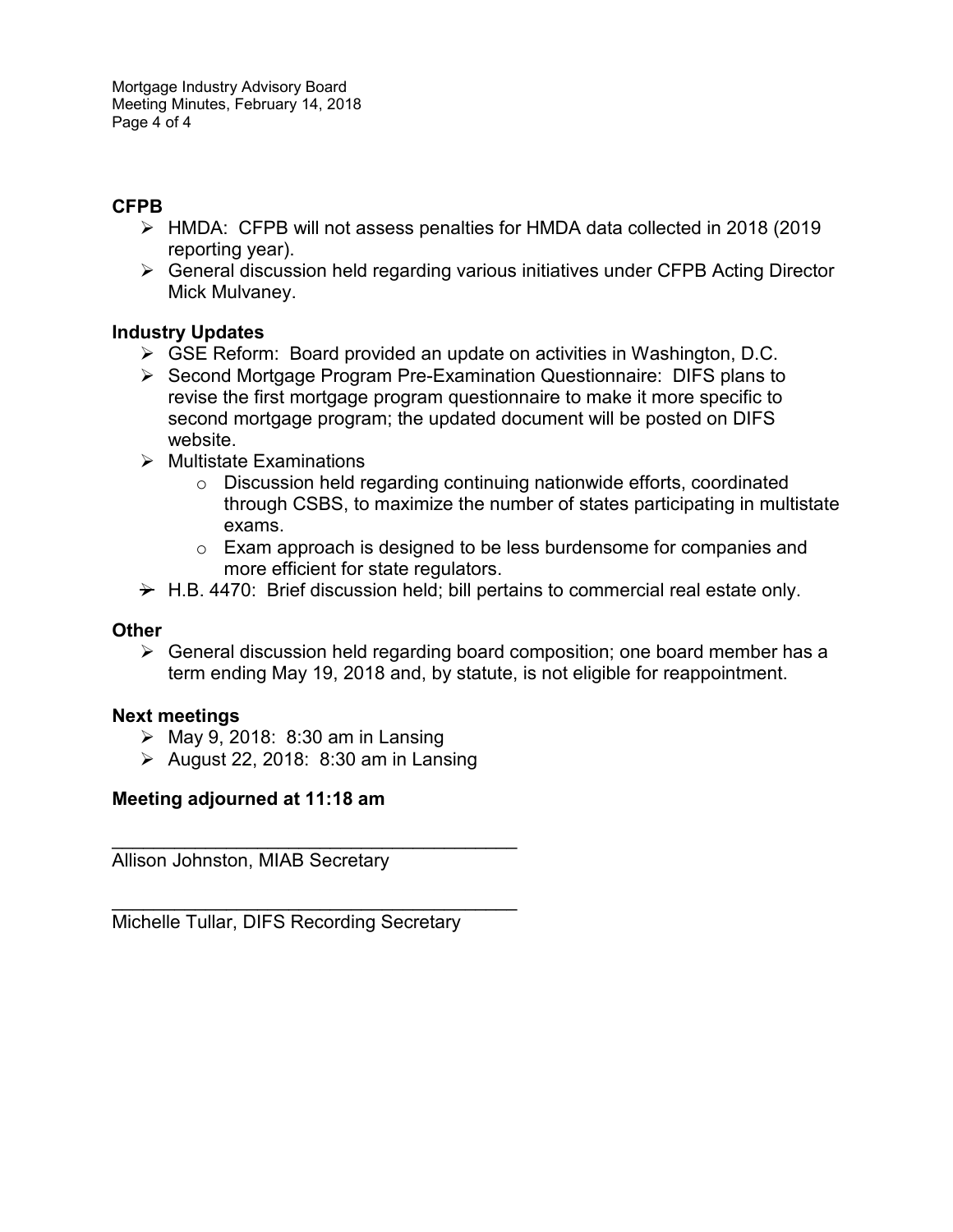**CFPB**

- HMDA: CFPB will not assess penalties for HMDA data collected in 2018 (2019 reporting year).
- General discussion held regarding various initiatives under CFPB Acting Director Mick Mulvaney.

**Industry Updates**

- GSE Reform: Board provided an update on activities in Washington, D.C.
- Second Mortgage Program Pre-Examination Questionnaire: DIFS plans to revise the first mortgage program questionnaire to make it more specific to second mortgage program; the updated document will be posted on DIFS website.
- Multistate Examinations
  - Discussion held regarding continuing nationwide efforts, coordinated through CSBS, to maximize the number of states participating in multistate exams.
  - Exam approach is designed to be less burdensome for companies and more efficient for state regulators.
- H.B. 4470: Brief discussion held; bill pertains to commercial real estate only.

**Other**

- General discussion held regarding board composition; one board member has a term ending May 19, 2018 and, by statute, is not eligible for reappointment.

**Next meetings**

- May 9, 2018: 8:30 am in Lansing
- August 22, 2018: 8:30 am in Lansing

**Meeting adjourned at 11:18 am**

\_\_\_\_\_\_\_\_\_\_\_\_\_\_\_\_\_\_\_\_\_\_\_\_\_\_\_\_\_\_\_\_\_\_\_\_\_\_\_\_
Allison Johnston, MIAB Secretary

\_\_\_\_\_\_\_\_\_\_\_\_\_\_\_\_\_\_\_\_\_\_\_\_\_\_\_\_\_\_\_\_\_\_\_\_\_\_\_\_
Michelle Tullar, DIFS Recording Secretary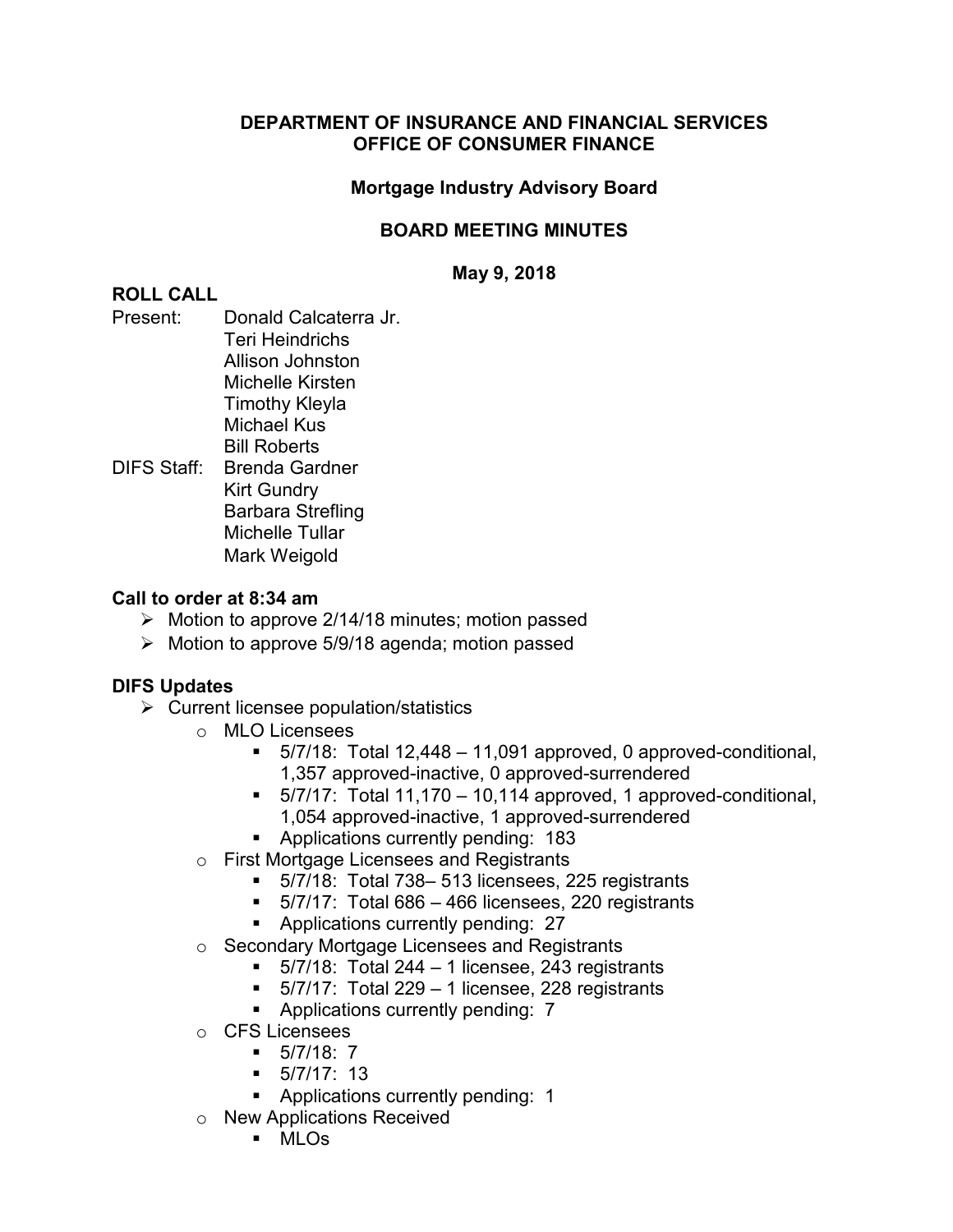**DEPARTMENT OF INSURANCE AND FINANCIAL SERVICES**
**OFFICE OF CONSUMER FINANCE**

**Mortgage Industry Advisory Board**

**BOARD MEETING MINUTES**

**May 9, 2018**

**ROLL CALL**

Present:
- Donald Calcaterra Jr.
- Teri Heindrichs
- Allison Johnston
- Michelle Kirsten
- Timothy Kleyla
- Michael Kus
- Bill Roberts

DIFS Staff:
- Brenda Gardner
- Kirt Gundry
- Barbara Strefling
- Michelle Tullar
- Mark Weigold

**Call to order at 8:34 am**

- Motion to approve 2/14/18 minutes; motion passed
- Motion to approve 5/9/18 agenda; motion passed

**DIFS Updates**

- Current licensee population/statistics
  - MLO Licensees
    - 5/7/18: Total 12,448 – 11,091 approved, 0 approved-conditional, 1,357 approved-inactive, 0 approved-surrendered
    - 5/7/17: Total 11,170 – 10,114 approved, 1 approved-conditional, 1,054 approved-inactive, 1 approved-surrendered
    - Applications currently pending: 183
  - First Mortgage Licensees and Registrants
    - 5/7/18: Total 738– 513 licensees, 225 registrants
    - 5/7/17: Total 686 – 466 licensees, 220 registrants
    - Applications currently pending: 27
  - Secondary Mortgage Licensees and Registrants
    - 5/7/18: Total 244 – 1 licensee, 243 registrants
    - 5/7/17: Total 229 – 1 licensee, 228 registrants
    - Applications currently pending: 7
  - CFS Licensees
    - 5/7/18: 7
    - 5/7/17: 13
    - Applications currently pending: 1
  - New Applications Received
    - MLOs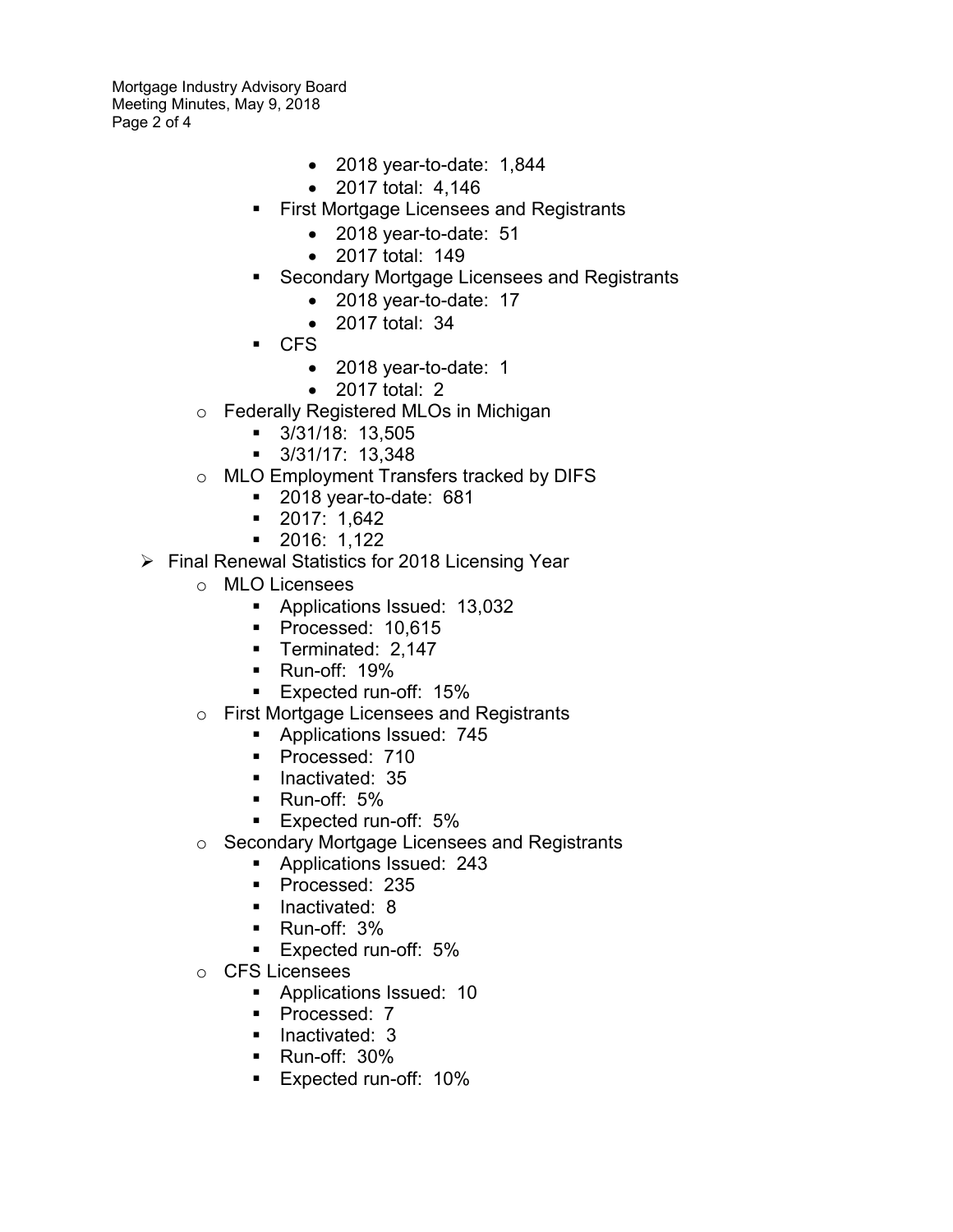- 2018 year-to-date: 1,844
            - 2017 total: 4,146
        - First Mortgage Licensees and Registrants
            - 2018 year-to-date: 51
            - 2017 total: 149
        - Secondary Mortgage Licensees and Registrants
            - 2018 year-to-date: 17
            - 2017 total: 34
        - CFS
            - 2018 year-to-date: 1
            - 2017 total: 2
    - Federally Registered MLOs in Michigan
        - 3/31/18: 13,505
        - 3/31/17: 13,348
    - MLO Employment Transfers tracked by DIFS
        - 2018 year-to-date: 681
        - 2017: 1,642
        - 2016: 1,122
- Final Renewal Statistics for 2018 Licensing Year
    - MLO Licensees
        - Applications Issued: 13,032
        - Processed: 10,615
        - Terminated: 2,147
        - Run-off: 19%
        - Expected run-off: 15%
    - First Mortgage Licensees and Registrants
        - Applications Issued: 745
        - Processed: 710
        - Inactivated: 35
        - Run-off: 5%
        - Expected run-off: 5%
    - Secondary Mortgage Licensees and Registrants
        - Applications Issued: 243
        - Processed: 235
        - Inactivated: 8
        - Run-off: 3%
        - Expected run-off: 5%
    - CFS Licensees
        - Applications Issued: 10
        - Processed: 7
        - Inactivated: 3
        - Run-off: 30%
        - Expected run-off: 10%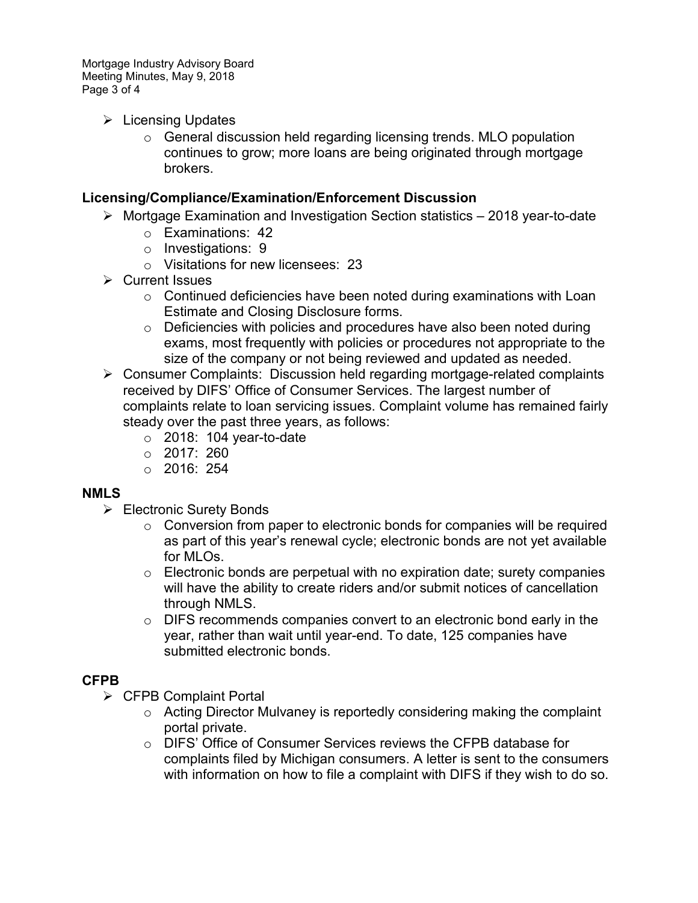- Licensing Updates
    - General discussion held regarding licensing trends. MLO population continues to grow; more loans are being originated through mortgage brokers.

**Licensing/Compliance/Examination/Enforcement Discussion**

- Mortgage Examination and Investigation Section statistics – 2018 year-to-date
    - Examinations: 42
    - Investigations: 9
    - Visitations for new licensees: 23
- Current Issues
    - Continued deficiencies have been noted during examinations with Loan Estimate and Closing Disclosure forms.
    - Deficiencies with policies and procedures have also been noted during exams, most frequently with policies or procedures not appropriate to the size of the company or not being reviewed and updated as needed.
- Consumer Complaints: Discussion held regarding mortgage-related complaints received by DIFS' Office of Consumer Services. The largest number of complaints relate to loan servicing issues. Complaint volume has remained fairly steady over the past three years, as follows:
    - 2018: 104 year-to-date
    - 2017: 260
    - 2016: 254

**NMLS**

- Electronic Surety Bonds
    - Conversion from paper to electronic bonds for companies will be required as part of this year's renewal cycle; electronic bonds are not yet available for MLOs.
    - Electronic bonds are perpetual with no expiration date; surety companies will have the ability to create riders and/or submit notices of cancellation through NMLS.
    - DIFS recommends companies convert to an electronic bond early in the year, rather than wait until year-end. To date, 125 companies have submitted electronic bonds.

**CFPB**

- CFPB Complaint Portal
    - Acting Director Mulvaney is reportedly considering making the complaint portal private.
    - DIFS' Office of Consumer Services reviews the CFPB database for complaints filed by Michigan consumers. A letter is sent to the consumers with information on how to file a complaint with DIFS if they wish to do so.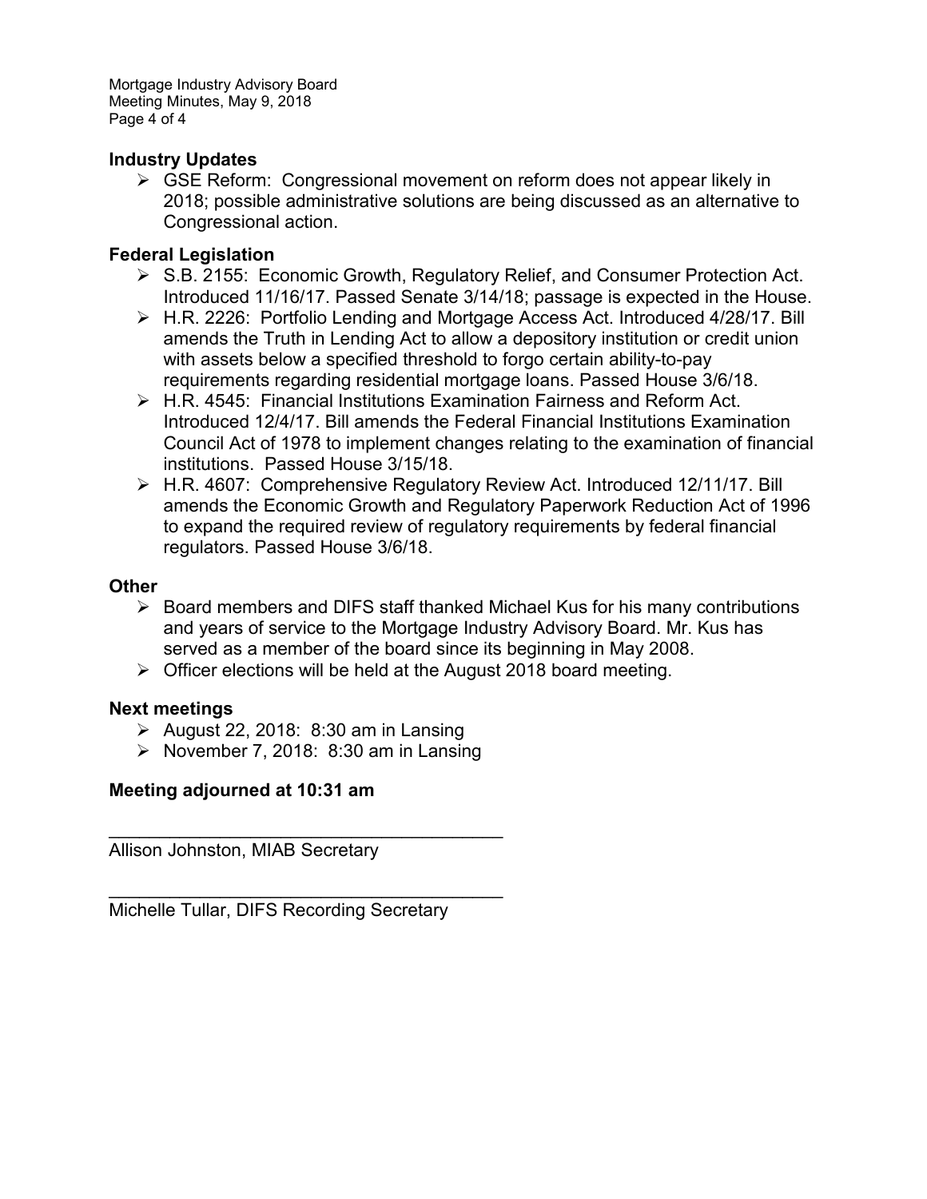## Industry Updates

- GSE Reform: Congressional movement on reform does not appear likely in 2018; possible administrative solutions are being discussed as an alternative to Congressional action.

## Federal Legislation

- S.B. 2155: Economic Growth, Regulatory Relief, and Consumer Protection Act. Introduced 11/16/17. Passed Senate 3/14/18; passage is expected in the House.
- H.R. 2226: Portfolio Lending and Mortgage Access Act. Introduced 4/28/17. Bill amends the Truth in Lending Act to allow a depository institution or credit union with assets below a specified threshold to forgo certain ability-to-pay requirements regarding residential mortgage loans. Passed House 3/6/18.
- H.R. 4545: Financial Institutions Examination Fairness and Reform Act. Introduced 12/4/17. Bill amends the Federal Financial Institutions Examination Council Act of 1978 to implement changes relating to the examination of financial institutions. Passed House 3/15/18.
- H.R. 4607: Comprehensive Regulatory Review Act. Introduced 12/11/17. Bill amends the Economic Growth and Regulatory Paperwork Reduction Act of 1996 to expand the required review of regulatory requirements by federal financial regulators. Passed House 3/6/18.

## Other

- Board members and DIFS staff thanked Michael Kus for his many contributions and years of service to the Mortgage Industry Advisory Board. Mr. Kus has served as a member of the board since its beginning in May 2008.
- Officer elections will be held at the August 2018 board meeting.

## Next meetings

- August 22, 2018: 8:30 am in Lansing
- November 7, 2018: 8:30 am in Lansing

## Meeting adjourned at 10:31 am

\_\_\_\_\_\_\_\_\_\_\_\_\_\_\_\_\_\_\_\_\_\_\_\_\_\_\_\_\_\_\_\_\_\_\_\_\_\_\_\_

Allison Johnston, MIAB Secretary

\_\_\_\_\_\_\_\_\_\_\_\_\_\_\_\_\_\_\_\_\_\_\_\_\_\_\_\_\_\_\_\_\_\_\_\_\_\_\_\_

Michelle Tullar, DIFS Recording Secretary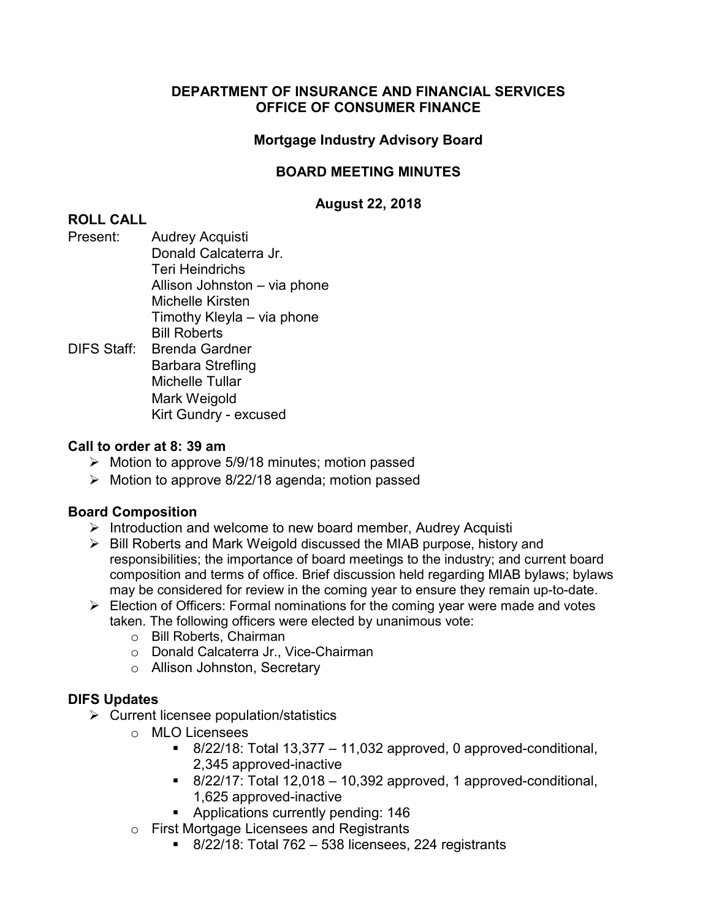**DEPARTMENT OF INSURANCE AND FINANCIAL SERVICES**
**OFFICE OF CONSUMER FINANCE**

**Mortgage Industry Advisory Board**

**BOARD MEETING MINUTES**

**August 22, 2018**

## ROLL CALL

Present:
- Audrey Acquisti
- Donald Calcaterra Jr.
- Teri Heindrichs
- Allison Johnston – via phone
- Michelle Kirsten
- Timothy Kleyla – via phone
- Bill Roberts

DIFS Staff:
- Brenda Gardner
- Barbara Strefling
- Michelle Tullar
- Mark Weigold
- Kirt Gundry - excused

### Call to order at 8: 39 am

- Motion to approve 5/9/18 minutes; motion passed
- Motion to approve 8/22/18 agenda; motion passed

### Board Composition

- Introduction and welcome to new board member, Audrey Acquisti
- Bill Roberts and Mark Weigold discussed the MIAB purpose, history and responsibilities; the importance of board meetings to the industry; and current board composition and terms of office. Brief discussion held regarding MIAB bylaws; bylaws may be considered for review in the coming year to ensure they remain up-to-date.
- Election of Officers: Formal nominations for the coming year were made and votes taken. The following officers were elected by unanimous vote:
  - Bill Roberts, Chairman
  - Donald Calcaterra Jr., Vice-Chairman
  - Allison Johnston, Secretary

### DIFS Updates

- Current licensee population/statistics
  - MLO Licensees
    - 8/22/18: Total 13,377 – 11,032 approved, 0 approved-conditional, 2,345 approved-inactive
    - 8/22/17: Total 12,018 – 10,392 approved, 1 approved-conditional, 1,625 approved-inactive
    - Applications currently pending: 146
  - First Mortgage Licensees and Registrants
    - 8/22/18: Total 762 – 538 licensees, 224 registrants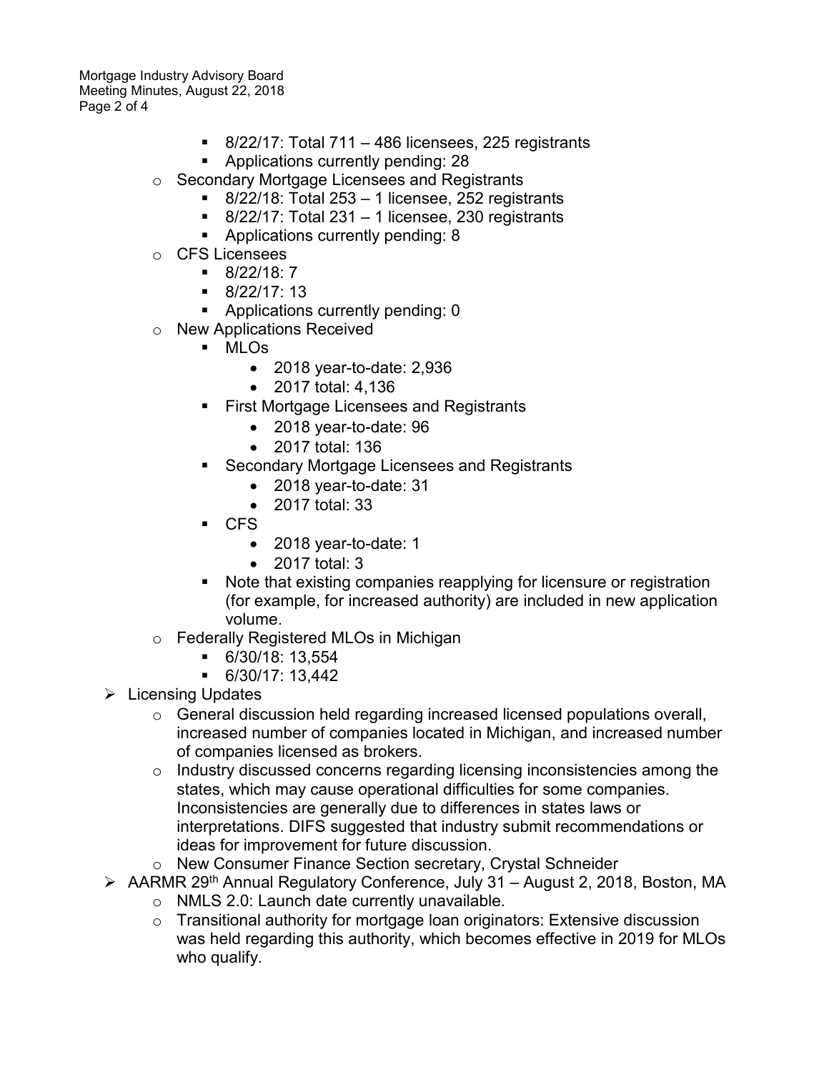- 8/22/17: Total 711 – 486 licensees, 225 registrants
        - Applications currently pending: 28
    - Secondary Mortgage Licensees and Registrants
        - 8/22/18: Total 253 – 1 licensee, 252 registrants
        - 8/22/17: Total 231 – 1 licensee, 230 registrants
        - Applications currently pending: 8
    - CFS Licensees
        - 8/22/18: 7
        - 8/22/17: 13
        - Applications currently pending: 0
    - New Applications Received
        - MLOs
            - 2018 year-to-date: 2,936
            - 2017 total: 4,136
        - First Mortgage Licensees and Registrants
            - 2018 year-to-date: 96
            - 2017 total: 136
        - Secondary Mortgage Licensees and Registrants
            - 2018 year-to-date: 31
            - 2017 total: 33
        - CFS
            - 2018 year-to-date: 1
            - 2017 total: 3
        - Note that existing companies reapplying for licensure or registration (for example, for increased authority) are included in new application volume.
    - Federally Registered MLOs in Michigan
        - 6/30/18: 13,554
        - 6/30/17: 13,442
- Licensing Updates
    - General discussion held regarding increased licensed populations overall, increased number of companies located in Michigan, and increased number of companies licensed as brokers.
    - Industry discussed concerns regarding licensing inconsistencies among the states, which may cause operational difficulties for some companies. Inconsistencies are generally due to differences in states laws or interpretations. DIFS suggested that industry submit recommendations or ideas for improvement for future discussion.
    - New Consumer Finance Section secretary, Crystal Schneider
- AARMR 29th Annual Regulatory Conference, July 31 – August 2, 2018, Boston, MA
    - NMLS 2.0: Launch date currently unavailable.
    - Transitional authority for mortgage loan originators: Extensive discussion was held regarding this authority, which becomes effective in 2019 for MLOs who qualify.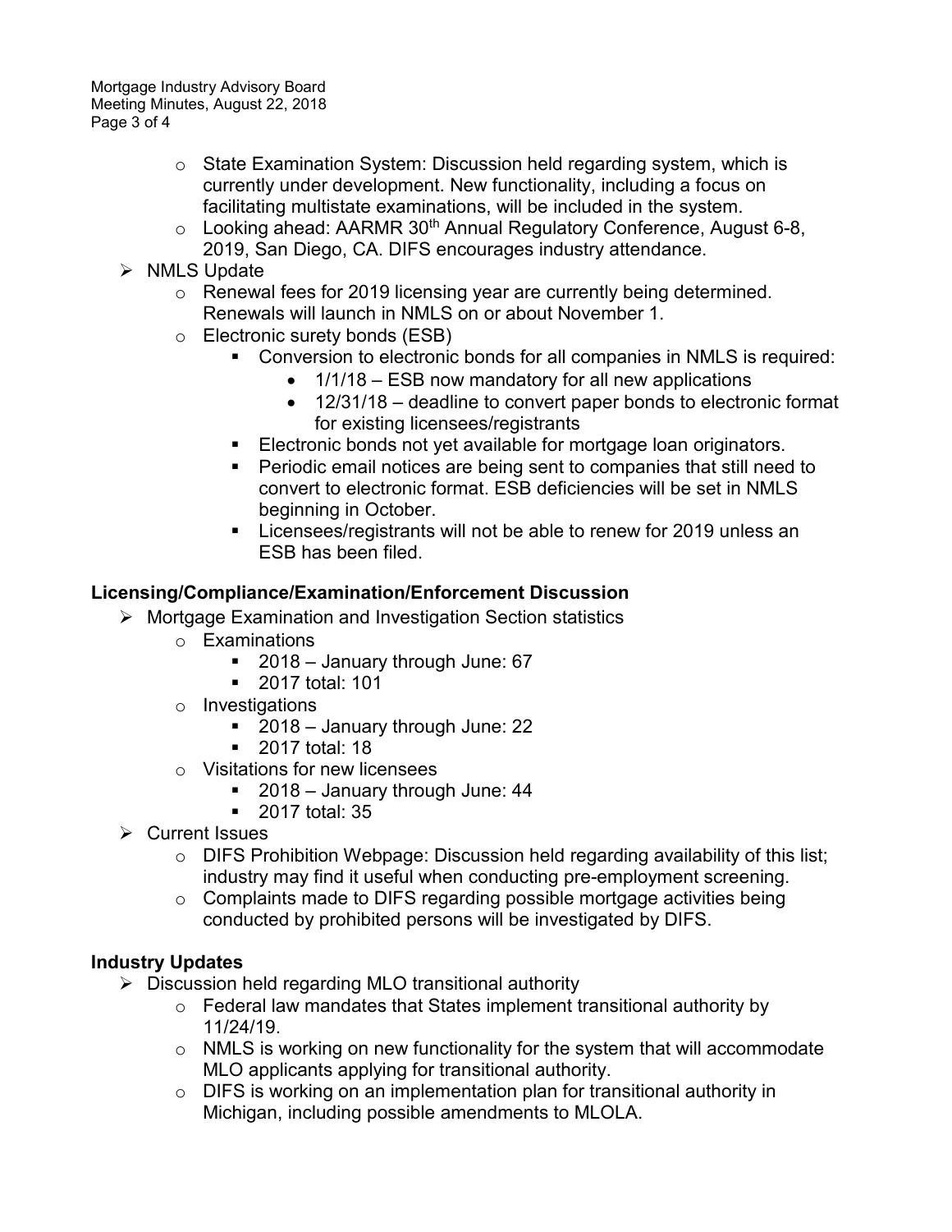- State Examination System: Discussion held regarding system, which is currently under development. New functionality, including a focus on facilitating multistate examinations, will be included in the system.
- Looking ahead: AARMR 30th Annual Regulatory Conference, August 6-8, 2019, San Diego, CA. DIFS encourages industry attendance.

- NMLS Update
  - Renewal fees for 2019 licensing year are currently being determined. Renewals will launch in NMLS on or about November 1.
  - Electronic surety bonds (ESB)
    - Conversion to electronic bonds for all companies in NMLS is required:
      - 1/1/18 – ESB now mandatory for all new applications
      - 12/31/18 – deadline to convert paper bonds to electronic format for existing licensees/registrants
    - Electronic bonds not yet available for mortgage loan originators.
    - Periodic email notices are being sent to companies that still need to convert to electronic format. ESB deficiencies will be set in NMLS beginning in October.
    - Licensees/registrants will not be able to renew for 2019 unless an ESB has been filed.

**Licensing/Compliance/Examination/Enforcement Discussion**

- Mortgage Examination and Investigation Section statistics
  - Examinations
    - 2018 – January through June: 67
    - 2017 total: 101
  - Investigations
    - 2018 – January through June: 22
    - 2017 total: 18
  - Visitations for new licensees
    - 2018 – January through June: 44
    - 2017 total: 35
- Current Issues
  - DIFS Prohibition Webpage: Discussion held regarding availability of this list; industry may find it useful when conducting pre-employment screening.
  - Complaints made to DIFS regarding possible mortgage activities being conducted by prohibited persons will be investigated by DIFS.

**Industry Updates**

- Discussion held regarding MLO transitional authority
  - Federal law mandates that States implement transitional authority by 11/24/19.
  - NMLS is working on new functionality for the system that will accommodate MLO applicants applying for transitional authority.
  - DIFS is working on an implementation plan for transitional authority in Michigan, including possible amendments to MLOLA.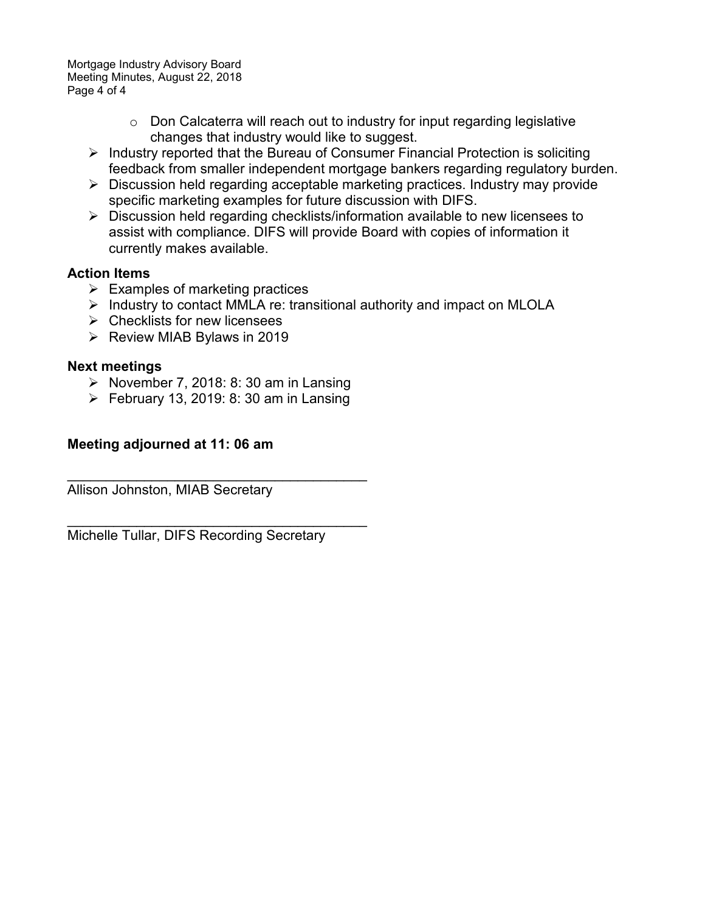- Don Calcaterra will reach out to industry for input regarding legislative changes that industry would like to suggest.
- Industry reported that the Bureau of Consumer Financial Protection is soliciting feedback from smaller independent mortgage bankers regarding regulatory burden.
- Discussion held regarding acceptable marketing practices. Industry may provide specific marketing examples for future discussion with DIFS.
- Discussion held regarding checklists/information available to new licensees to assist with compliance. DIFS will provide Board with copies of information it currently makes available.

**Action Items**

- Examples of marketing practices
- Industry to contact MMLA re: transitional authority and impact on MLOLA
- Checklists for new licensees
- Review MIAB Bylaws in 2019

**Next meetings**

- November 7, 2018: 8: 30 am in Lansing
- February 13, 2019: 8: 30 am in Lansing

**Meeting adjourned at 11: 06 am**

\_\_\_\_\_\_\_\_\_\_\_\_\_\_\_\_\_\_\_\_\_\_\_\_\_\_\_\_\_\_\_\_\_\_\_\_\_\_\_\_
Allison Johnston, MIAB Secretary

\_\_\_\_\_\_\_\_\_\_\_\_\_\_\_\_\_\_\_\_\_\_\_\_\_\_\_\_\_\_\_\_\_\_\_\_\_\_\_\_
Michelle Tullar, DIFS Recording Secretary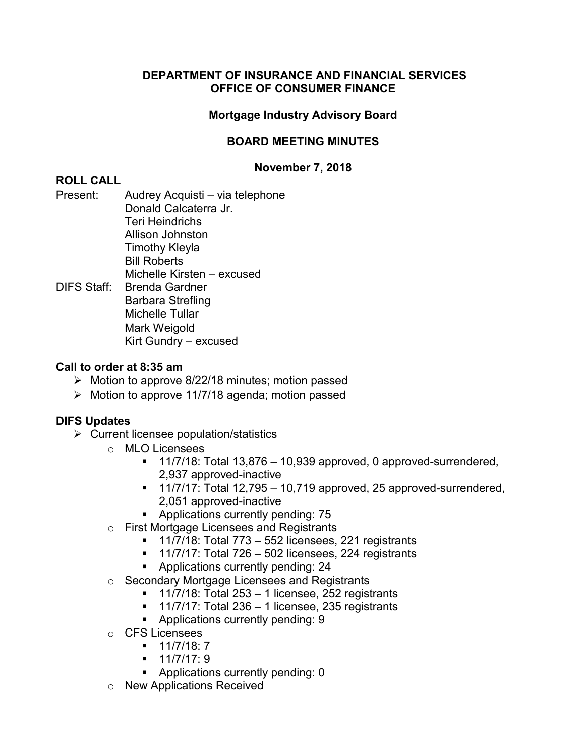**DEPARTMENT OF INSURANCE AND FINANCIAL SERVICES**
**OFFICE OF CONSUMER FINANCE**

**Mortgage Industry Advisory Board**

**BOARD MEETING MINUTES**

**November 7, 2018**

## ROLL CALL

Present: Audrey Acquisti – via telephone
Donald Calcaterra Jr.
Teri Heindrichs
Allison Johnston
Timothy Kleyla
Bill Roberts
Michelle Kirsten – excused

DIFS Staff: Brenda Gardner
Barbara Strefling
Michelle Tullar
Mark Weigold
Kirt Gundry – excused

### Call to order at 8:35 am

- Motion to approve 8/22/18 minutes; motion passed
- Motion to approve 11/7/18 agenda; motion passed

### DIFS Updates

- Current licensee population/statistics
  - MLO Licensees
    - 11/7/18: Total 13,876 – 10,939 approved, 0 approved-surrendered, 2,937 approved-inactive
    - 11/7/17: Total 12,795 – 10,719 approved, 25 approved-surrendered, 2,051 approved-inactive
    - Applications currently pending: 75
  - First Mortgage Licensees and Registrants
    - 11/7/18: Total 773 – 552 licensees, 221 registrants
    - 11/7/17: Total 726 – 502 licensees, 224 registrants
    - Applications currently pending: 24
  - Secondary Mortgage Licensees and Registrants
    - 11/7/18: Total 253 – 1 licensee, 252 registrants
    - 11/7/17: Total 236 – 1 licensee, 235 registrants
    - Applications currently pending: 9
  - CFS Licensees
    - 11/7/18: 7
    - 11/7/17: 9
    - Applications currently pending: 0
  - New Applications Received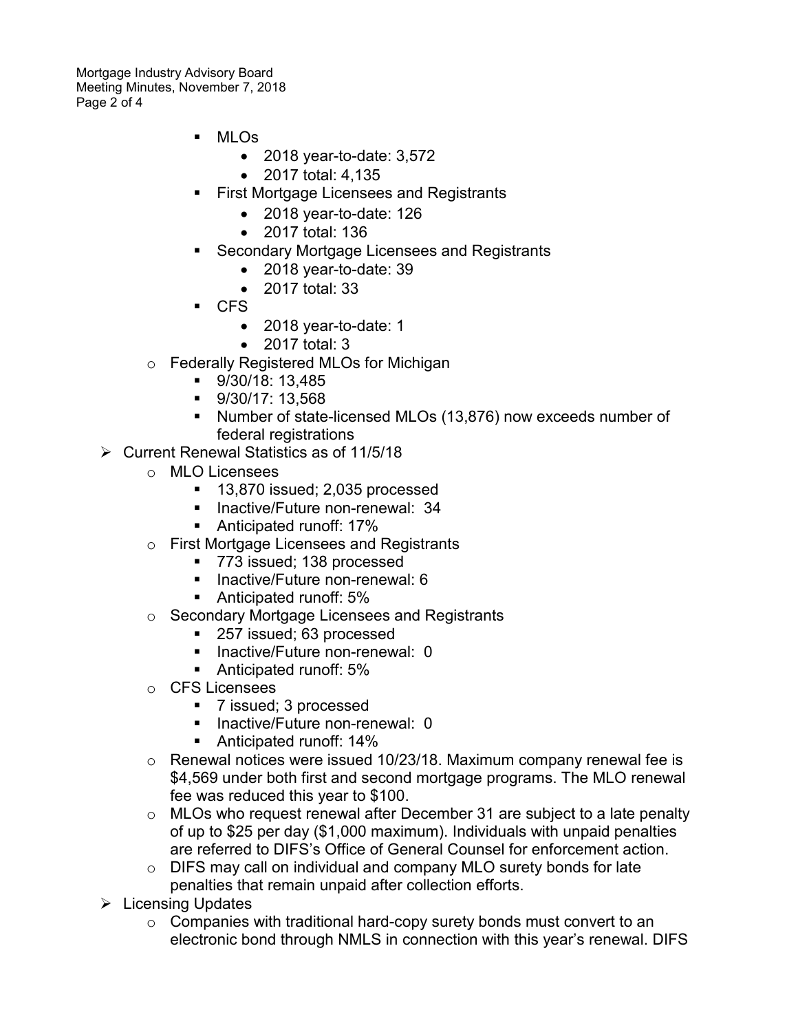- MLOs
  - 2018 year-to-date: 3,572
  - 2017 total: 4,135
- First Mortgage Licensees and Registrants
  - 2018 year-to-date: 126
  - 2017 total: 136
- Secondary Mortgage Licensees and Registrants
  - 2018 year-to-date: 39
  - 2017 total: 33
- CFS
  - 2018 year-to-date: 1
  - 2017 total: 3

- Federally Registered MLOs for Michigan
  - 9/30/18: 13,485
  - 9/30/17: 13,568
  - Number of state-licensed MLOs (13,876) now exceeds number of federal registrations

- Current Renewal Statistics as of 11/5/18
  - MLO Licensees
    - 13,870 issued; 2,035 processed
    - Inactive/Future non-renewal: 34
    - Anticipated runoff: 17%
  - First Mortgage Licensees and Registrants
    - 773 issued; 138 processed
    - Inactive/Future non-renewal: 6
    - Anticipated runoff: 5%
  - Secondary Mortgage Licensees and Registrants
    - 257 issued; 63 processed
    - Inactive/Future non-renewal: 0
    - Anticipated runoff: 5%
  - CFS Licensees
    - 7 issued; 3 processed
    - Inactive/Future non-renewal: 0
    - Anticipated runoff: 14%
  - Renewal notices were issued 10/23/18. Maximum company renewal fee is $4,569 under both first and second mortgage programs. The MLO renewal fee was reduced this year to $100.
  - MLOs who request renewal after December 31 are subject to a late penalty of up to $25 per day ($1,000 maximum). Individuals with unpaid penalties are referred to DIFS's Office of General Counsel for enforcement action.
  - DIFS may call on individual and company MLO surety bonds for late penalties that remain unpaid after collection efforts.
- Licensing Updates
  - Companies with traditional hard-copy surety bonds must convert to an electronic bond through NMLS in connection with this year's renewal. DIFS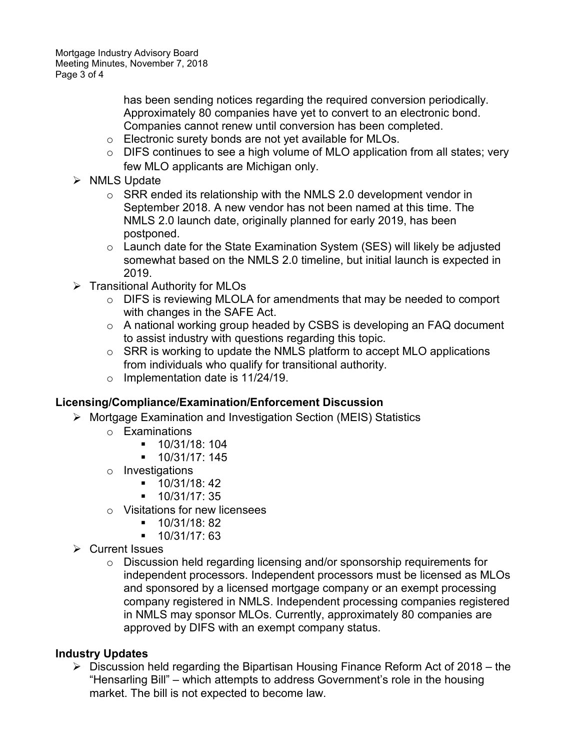has been sending notices regarding the required conversion periodically. Approximately 80 companies have yet to convert to an electronic bond. Companies cannot renew until conversion has been completed.

- Electronic surety bonds are not yet available for MLOs.
- DIFS continues to see a high volume of MLO application from all states; very few MLO applicants are Michigan only.

- NMLS Update
  - SRR ended its relationship with the NMLS 2.0 development vendor in September 2018. A new vendor has not been named at this time. The NMLS 2.0 launch date, originally planned for early 2019, has been postponed.
  - Launch date for the State Examination System (SES) will likely be adjusted somewhat based on the NMLS 2.0 timeline, but initial launch is expected in 2019.
- Transitional Authority for MLOs
  - DIFS is reviewing MLOLA for amendments that may be needed to comport with changes in the SAFE Act.
  - A national working group headed by CSBS is developing an FAQ document to assist industry with questions regarding this topic.
  - SRR is working to update the NMLS platform to accept MLO applications from individuals who qualify for transitional authority.
  - Implementation date is 11/24/19.

## Licensing/Compliance/Examination/Enforcement Discussion

- Mortgage Examination and Investigation Section (MEIS) Statistics
  - Examinations
    - 10/31/18: 104
    - 10/31/17: 145
  - Investigations
    - 10/31/18: 42
    - 10/31/17: 35
  - Visitations for new licensees
    - 10/31/18: 82
    - 10/31/17: 63
- Current Issues
  - Discussion held regarding licensing and/or sponsorship requirements for independent processors. Independent processors must be licensed as MLOs and sponsored by a licensed mortgage company or an exempt processing company registered in NMLS. Independent processing companies registered in NMLS may sponsor MLOs. Currently, approximately 80 companies are approved by DIFS with an exempt company status.

## Industry Updates

- Discussion held regarding the Bipartisan Housing Finance Reform Act of 2018 – the "Hensarling Bill" – which attempts to address Government's role in the housing market. The bill is not expected to become law.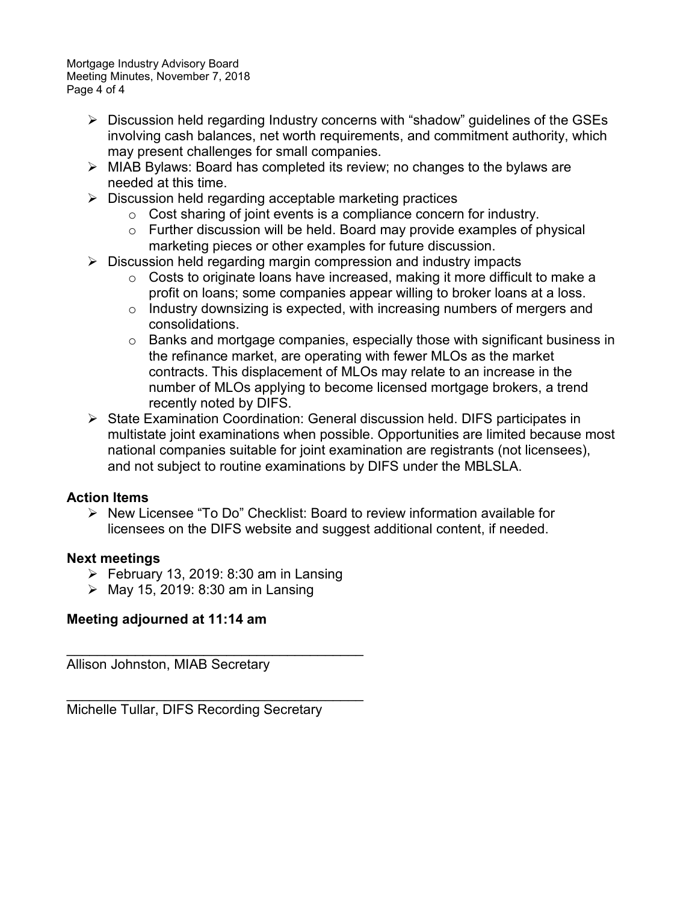- Discussion held regarding Industry concerns with "shadow" guidelines of the GSEs involving cash balances, net worth requirements, and commitment authority, which may present challenges for small companies.
- MIAB Bylaws: Board has completed its review; no changes to the bylaws are needed at this time.
- Discussion held regarding acceptable marketing practices
  - Cost sharing of joint events is a compliance concern for industry.
  - Further discussion will be held. Board may provide examples of physical marketing pieces or other examples for future discussion.
- Discussion held regarding margin compression and industry impacts
  - Costs to originate loans have increased, making it more difficult to make a profit on loans; some companies appear willing to broker loans at a loss.
  - Industry downsizing is expected, with increasing numbers of mergers and consolidations.
  - Banks and mortgage companies, especially those with significant business in the refinance market, are operating with fewer MLOs as the market contracts. This displacement of MLOs may relate to an increase in the number of MLOs applying to become licensed mortgage brokers, a trend recently noted by DIFS.
- State Examination Coordination: General discussion held. DIFS participates in multistate joint examinations when possible. Opportunities are limited because most national companies suitable for joint examination are registrants (not licensees), and not subject to routine examinations by DIFS under the MBLSLA.

## Action Items

- New Licensee "To Do" Checklist: Board to review information available for licensees on the DIFS website and suggest additional content, if needed.

## Next meetings

- February 13, 2019: 8:30 am in Lansing
- May 15, 2019: 8:30 am in Lansing

## Meeting adjourned at 11:14 am

________________________________________
Allison Johnston, MIAB Secretary

________________________________________
Michelle Tullar, DIFS Recording Secretary